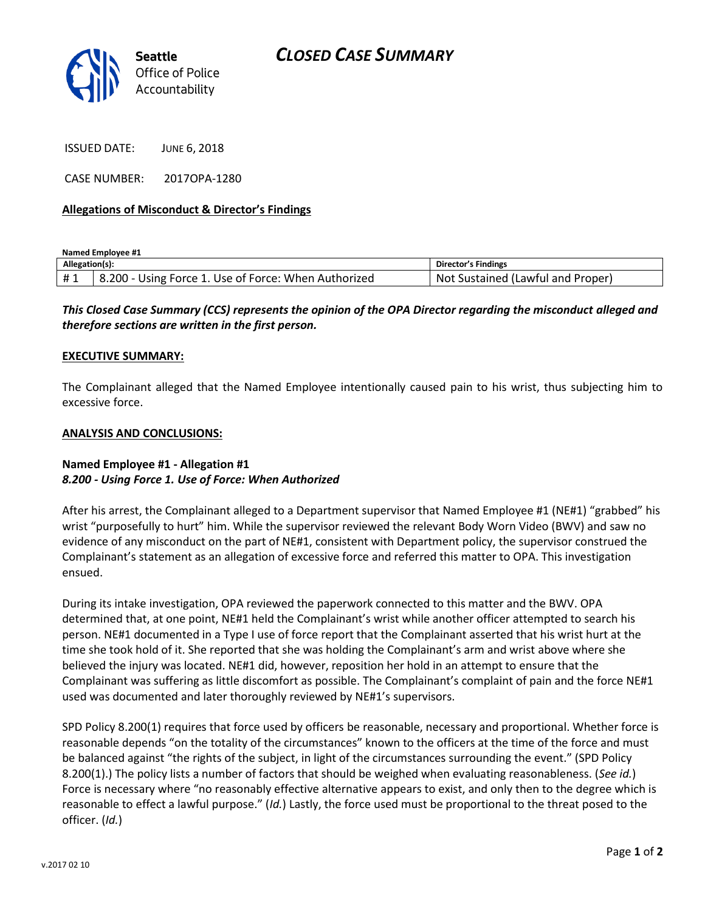Seattle Office of Police Accountability

# CLOSED CASE SUMMARY

ISSUED DATE: JUNE 6, 2018

CASE NUMBER: 2017OPA-1280

**Allegations of Misconduct & Director's Findings**

**Named Employee #1**

| Allegation(s): | | Director's Findings |
|---|---|---|
| # 1 | 8.200 - Using Force 1. Use of Force: When Authorized | Not Sustained (Lawful and Proper) |

***This Closed Case Summary (CCS) represents the opinion of the OPA Director regarding the misconduct alleged and therefore sections are written in the first person.***

**EXECUTIVE SUMMARY:**

The Complainant alleged that the Named Employee intentionally caused pain to his wrist, thus subjecting him to excessive force.

**ANALYSIS AND CONCLUSIONS:**

**Named Employee #1 - Allegation #1**
***8.200 - Using Force 1. Use of Force: When Authorized***

After his arrest, the Complainant alleged to a Department supervisor that Named Employee #1 (NE#1) "grabbed" his wrist "purposefully to hurt" him. While the supervisor reviewed the relevant Body Worn Video (BWV) and saw no evidence of any misconduct on the part of NE#1, consistent with Department policy, the supervisor construed the Complainant's statement as an allegation of excessive force and referred this matter to OPA. This investigation ensued.

During its intake investigation, OPA reviewed the paperwork connected to this matter and the BWV. OPA determined that, at one point, NE#1 held the Complainant's wrist while another officer attempted to search his person. NE#1 documented in a Type I use of force report that the Complainant asserted that his wrist hurt at the time she took hold of it. She reported that she was holding the Complainant's arm and wrist above where she believed the injury was located. NE#1 did, however, reposition her hold in an attempt to ensure that the Complainant was suffering as little discomfort as possible. The Complainant's complaint of pain and the force NE#1 used was documented and later thoroughly reviewed by NE#1's supervisors.

SPD Policy 8.200(1) requires that force used by officers be reasonable, necessary and proportional. Whether force is reasonable depends "on the totality of the circumstances" known to the officers at the time of the force and must be balanced against "the rights of the subject, in light of the circumstances surrounding the event." (SPD Policy 8.200(1).) The policy lists a number of factors that should be weighed when evaluating reasonableness. (*See id.*) Force is necessary where "no reasonably effective alternative appears to exist, and only then to the degree which is reasonable to effect a lawful purpose." (*Id.*) Lastly, the force used must be proportional to the threat posed to the officer. (*Id.*)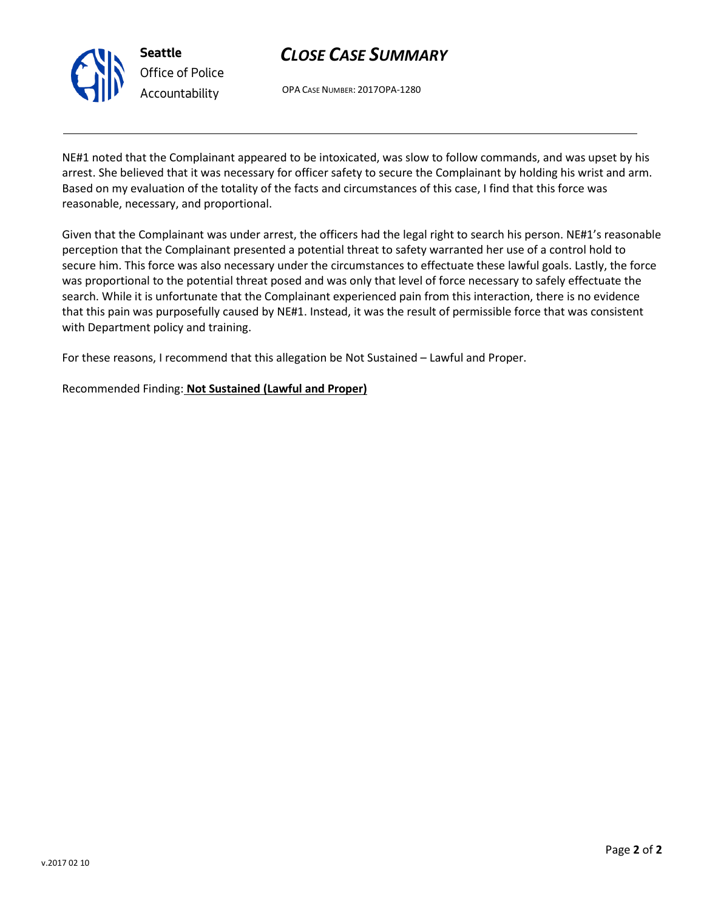NE#1 noted that the Complainant appeared to be intoxicated, was slow to follow commands, and was upset by his arrest. She believed that it was necessary for officer safety to secure the Complainant by holding his wrist and arm. Based on my evaluation of the totality of the facts and circumstances of this case, I find that this force was reasonable, necessary, and proportional.

Given that the Complainant was under arrest, the officers had the legal right to search his person. NE#1's reasonable perception that the Complainant presented a potential threat to safety warranted her use of a control hold to secure him. This force was also necessary under the circumstances to effectuate these lawful goals. Lastly, the force was proportional to the potential threat posed and was only that level of force necessary to safely effectuate the search. While it is unfortunate that the Complainant experienced pain from this interaction, there is no evidence that this pain was purposefully caused by NE#1. Instead, it was the result of permissible force that was consistent with Department policy and training.

For these reasons, I recommend that this allegation be Not Sustained – Lawful and Proper.

Recommended Finding: **Not Sustained (Lawful and Proper)**